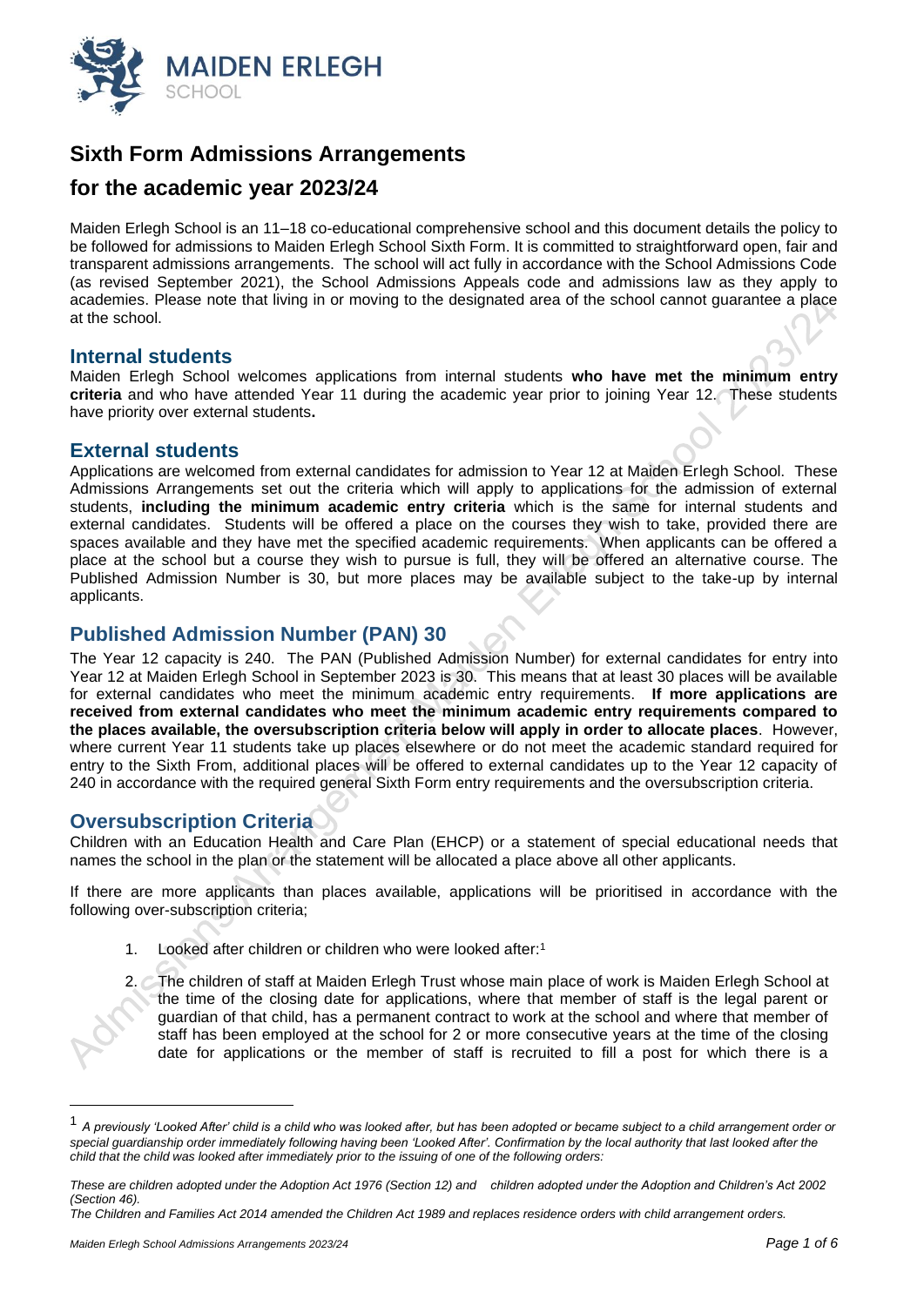MAIDEN ERLEGH
SCHOOL

# Sixth Form Admissions Arrangements

# for the academic year 2023/24

Maiden Erlegh School is an 11–18 co-educational comprehensive school and this document details the policy to be followed for admissions to Maiden Erlegh School Sixth Form. It is committed to straightforward open, fair and transparent admissions arrangements. The school will act fully in accordance with the School Admissions Code (as revised September 2021), the School Admissions Appeals code and admissions law as they apply to academies. Please note that living in or moving to the designated area of the school cannot guarantee a place at the school.

## Internal students

Maiden Erlegh School welcomes applications from internal students **who have met the minimum entry criteria** and who have attended Year 11 during the academic year prior to joining Year 12. These students have priority over external students**.**

## External students

Applications are welcomed from external candidates for admission to Year 12 at Maiden Erlegh School. These Admissions Arrangements set out the criteria which will apply to applications for the admission of external students, **including the minimum academic entry criteria** which is the same for internal students and external candidates. Students will be offered a place on the courses they wish to take, provided there are spaces available and they have met the specified academic requirements. When applicants can be offered a place at the school but a course they wish to pursue is full, they will be offered an alternative course. The Published Admission Number is 30, but more places may be available subject to the take-up by internal applicants.

## Published Admission Number (PAN) 30

The Year 12 capacity is 240. The PAN (Published Admission Number) for external candidates for entry into Year 12 at Maiden Erlegh School in September 2023 is 30. This means that at least 30 places will be available for external candidates who meet the minimum academic entry requirements. **If more applications are received from external candidates who meet the minimum academic entry requirements compared to the places available, the oversubscription criteria below will apply in order to allocate places**. However, where current Year 11 students take up places elsewhere or do not meet the academic standard required for entry to the Sixth From, additional places will be offered to external candidates up to the Year 12 capacity of 240 in accordance with the required general Sixth Form entry requirements and the oversubscription criteria.

## Oversubscription Criteria

Children with an Education Health and Care Plan (EHCP) or a statement of special educational needs that names the school in the plan or the statement will be allocated a place above all other applicants.

If there are more applicants than places available, applications will be prioritised in accordance with the following over-subscription criteria;

1. Looked after children or children who were looked after:[1]
2. The children of staff at Maiden Erlegh Trust whose main place of work is Maiden Erlegh School at the time of the closing date for applications, where that member of staff is the legal parent or guardian of that child, has a permanent contract to work at the school and where that member of staff has been employed at the school for 2 or more consecutive years at the time of the closing date for applications or the member of staff is recruited to fill a post for which there is a

---

[1] *A previously 'Looked After' child is a child who was looked after, but has been adopted or became subject to a child arrangement order or special guardianship order immediately following having been 'Looked After'. Confirmation by the local authority that last looked after the child that the child was looked after immediately prior to the issuing of one of the following orders:*

*These are children adopted under the Adoption Act 1976 (Section 12) and children adopted under the Adoption and Children's Act 2002 (Section 46).*

*The Children and Families Act 2014 amended the Children Act 1989 and replaces residence orders with child arrangement orders.*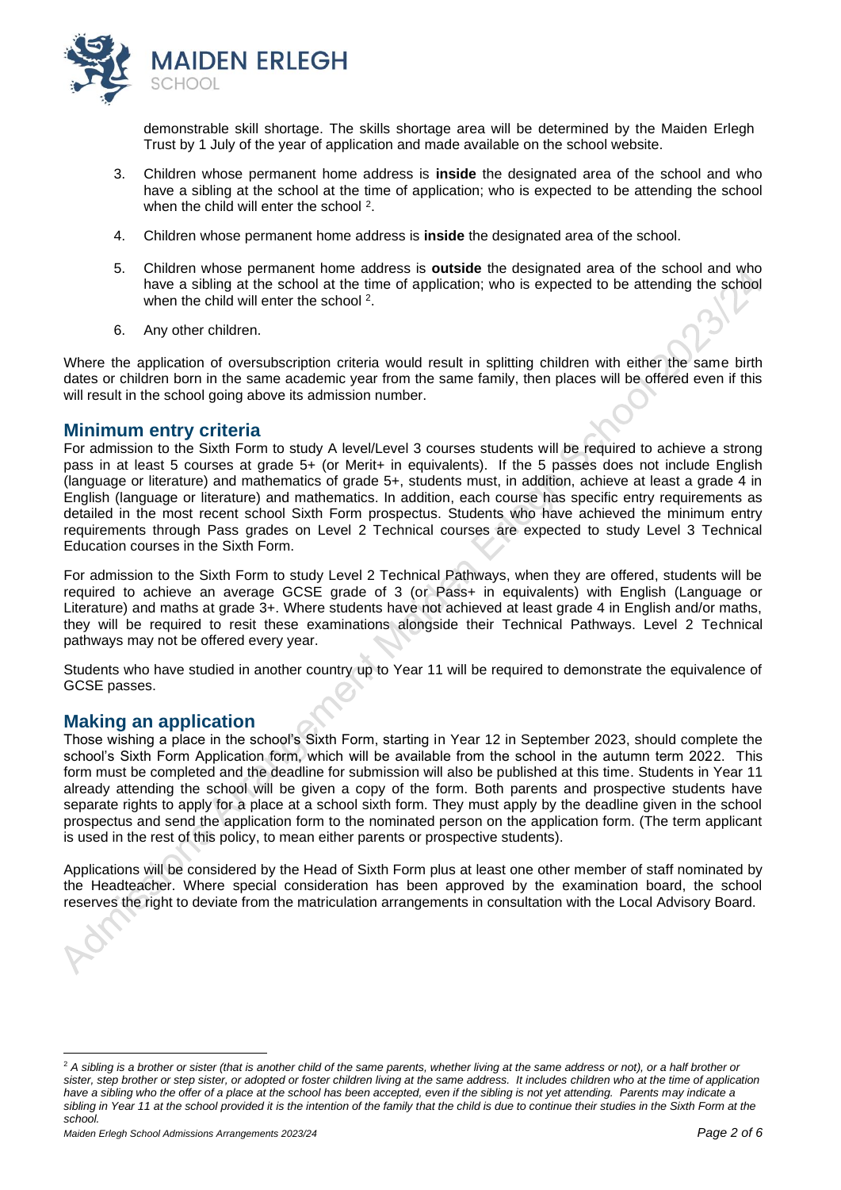demonstrable skill shortage. The skills shortage area will be determined by the Maiden Erlegh Trust by 1 July of the year of application and made available on the school website.

3. Children whose permanent home address is **inside** the designated area of the school and who have a sibling at the school at the time of application; who is expected to be attending the school when the child will enter the school [2].

4. Children whose permanent home address is **inside** the designated area of the school.

5. Children whose permanent home address is **outside** the designated area of the school and who have a sibling at the school at the time of application; who is expected to be attending the school when the child will enter the school [2].

6. Any other children.

Where the application of oversubscription criteria would result in splitting children with either the same birth dates or children born in the same academic year from the same family, then places will be offered even if this will result in the school going above its admission number.

## Minimum entry criteria

For admission to the Sixth Form to study A level/Level 3 courses students will be required to achieve a strong pass in at least 5 courses at grade 5+ (or Merit+ in equivalents). If the 5 passes does not include English (language or literature) and mathematics of grade 5+, students must, in addition, achieve at least a grade 4 in English (language or literature) and mathematics. In addition, each course has specific entry requirements as detailed in the most recent school Sixth Form prospectus. Students who have achieved the minimum entry requirements through Pass grades on Level 2 Technical courses are expected to study Level 3 Technical Education courses in the Sixth Form.

For admission to the Sixth Form to study Level 2 Technical Pathways, when they are offered, students will be required to achieve an average GCSE grade of 3 (or Pass+ in equivalents) with English (Language or Literature) and maths at grade 3+. Where students have not achieved at least grade 4 in English and/or maths, they will be required to resit these examinations alongside their Technical Pathways. Level 2 Technical pathways may not be offered every year.

Students who have studied in another country up to Year 11 will be required to demonstrate the equivalence of GCSE passes.

## Making an application

Those wishing a place in the school's Sixth Form, starting in Year 12 in September 2023, should complete the school's Sixth Form Application form, which will be available from the school in the autumn term 2022. This form must be completed and the deadline for submission will also be published at this time. Students in Year 11 already attending the school will be given a copy of the form. Both parents and prospective students have separate rights to apply for a place at a school sixth form. They must apply by the deadline given in the school prospectus and send the application form to the nominated person on the application form. (The term applicant is used in the rest of this policy, to mean either parents or prospective students).

Applications will be considered by the Head of Sixth Form plus at least one other member of staff nominated by the Headteacher. Where special consideration has been approved by the examination board, the school reserves the right to deviate from the matriculation arrangements in consultation with the Local Advisory Board.

---

[2] *A sibling is a brother or sister (that is another child of the same parents, whether living at the same address or not), or a half brother or sister, step brother or step sister, or adopted or foster children living at the same address. It includes children who at the time of application have a sibling who the offer of a place at the school has been accepted, even if the sibling is not yet attending. Parents may indicate a sibling in Year 11 at the school provided it is the intention of the family that the child is due to continue their studies in the Sixth Form at the school.*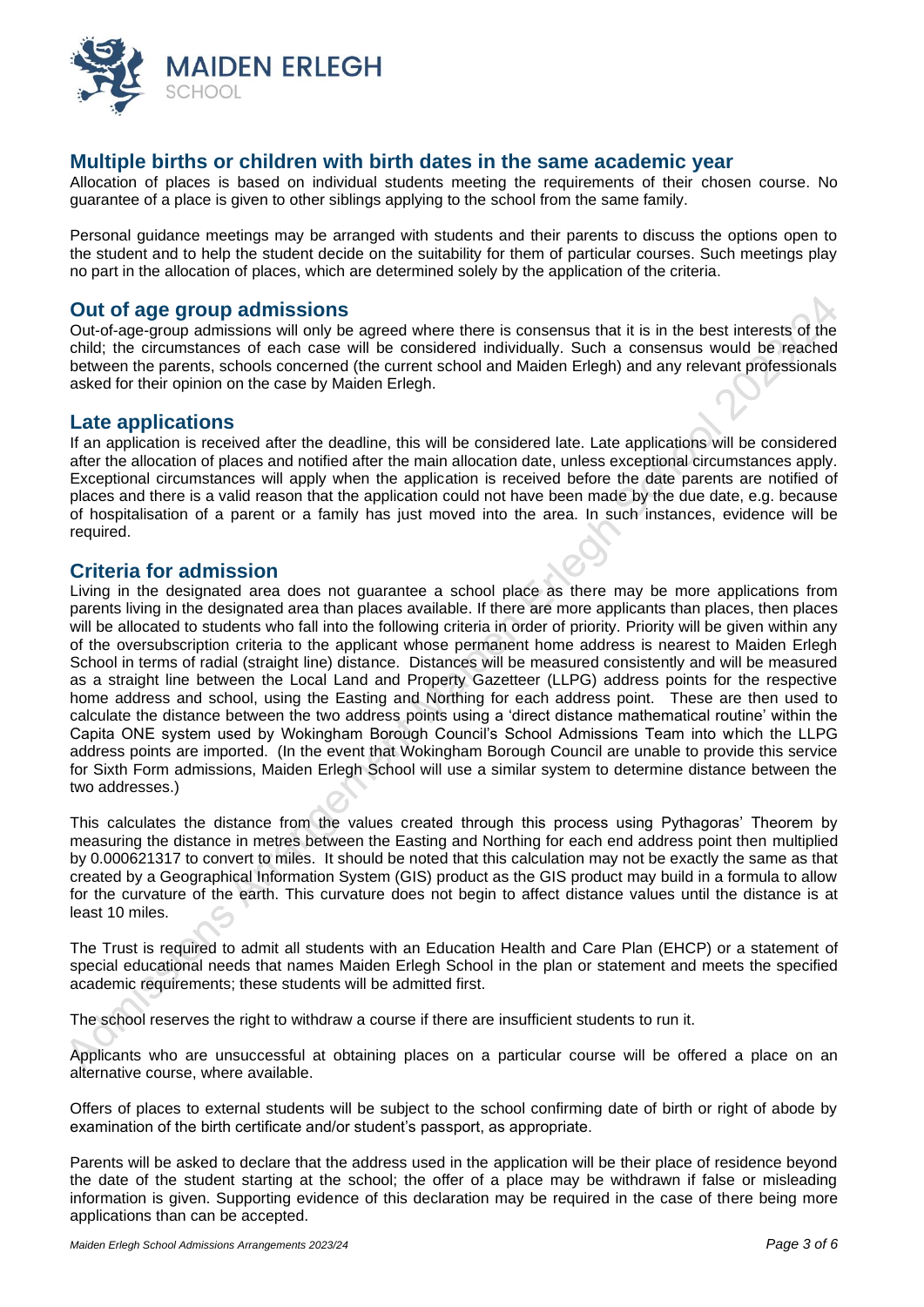## Multiple births or children with birth dates in the same academic year

Allocation of places is based on individual students meeting the requirements of their chosen course. No guarantee of a place is given to other siblings applying to the school from the same family.

Personal guidance meetings may be arranged with students and their parents to discuss the options open to the student and to help the student decide on the suitability for them of particular courses. Such meetings play no part in the allocation of places, which are determined solely by the application of the criteria.

## Out of age group admissions

Out-of-age-group admissions will only be agreed where there is consensus that it is in the best interests of the child; the circumstances of each case will be considered individually. Such a consensus would be reached between the parents, schools concerned (the current school and Maiden Erlegh) and any relevant professionals asked for their opinion on the case by Maiden Erlegh.

## Late applications

If an application is received after the deadline, this will be considered late. Late applications will be considered after the allocation of places and notified after the main allocation date, unless exceptional circumstances apply. Exceptional circumstances will apply when the application is received before the date parents are notified of places and there is a valid reason that the application could not have been made by the due date, e.g. because of hospitalisation of a parent or a family has just moved into the area. In such instances, evidence will be required.

## Criteria for admission

Living in the designated area does not guarantee a school place as there may be more applications from parents living in the designated area than places available. If there are more applicants than places, then places will be allocated to students who fall into the following criteria in order of priority. Priority will be given within any of the oversubscription criteria to the applicant whose permanent home address is nearest to Maiden Erlegh School in terms of radial (straight line) distance. Distances will be measured consistently and will be measured as a straight line between the Local Land and Property Gazetteer (LLPG) address points for the respective home address and school, using the Easting and Northing for each address point. These are then used to calculate the distance between the two address points using a 'direct distance mathematical routine' within the Capita ONE system used by Wokingham Borough Council's School Admissions Team into which the LLPG address points are imported. (In the event that Wokingham Borough Council are unable to provide this service for Sixth Form admissions, Maiden Erlegh School will use a similar system to determine distance between the two addresses.)

This calculates the distance from the values created through this process using Pythagoras' Theorem by measuring the distance in metres between the Easting and Northing for each end address point then multiplied by 0.000621317 to convert to miles. It should be noted that this calculation may not be exactly the same as that created by a Geographical Information System (GIS) product as the GIS product may build in a formula to allow for the curvature of the earth. This curvature does not begin to affect distance values until the distance is at least 10 miles.

The Trust is required to admit all students with an Education Health and Care Plan (EHCP) or a statement of special educational needs that names Maiden Erlegh School in the plan or statement and meets the specified academic requirements; these students will be admitted first.

The school reserves the right to withdraw a course if there are insufficient students to run it.

Applicants who are unsuccessful at obtaining places on a particular course will be offered a place on an alternative course, where available.

Offers of places to external students will be subject to the school confirming date of birth or right of abode by examination of the birth certificate and/or student's passport, as appropriate.

Parents will be asked to declare that the address used in the application will be their place of residence beyond the date of the student starting at the school; the offer of a place may be withdrawn if false or misleading information is given. Supporting evidence of this declaration may be required in the case of there being more applications than can be accepted.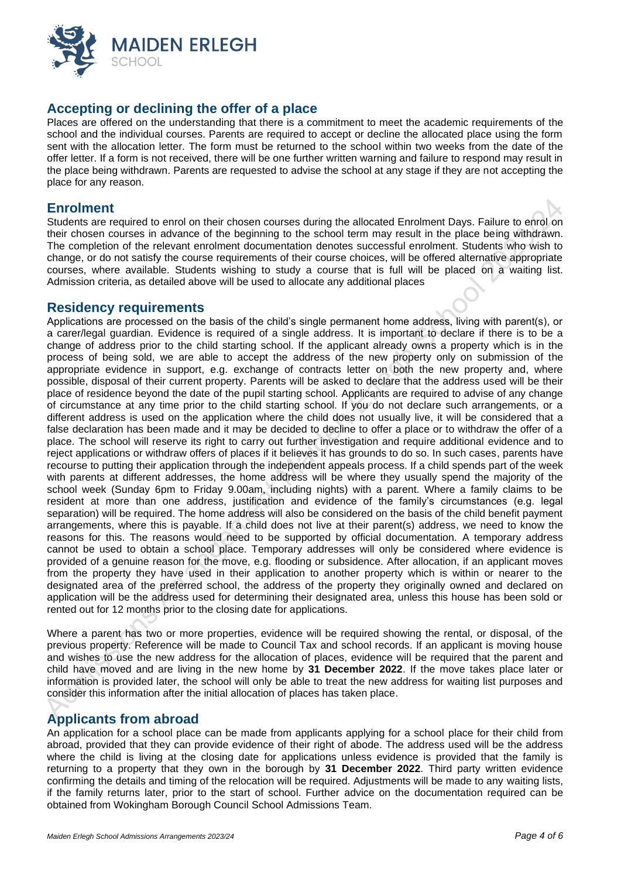## Accepting or declining the offer of a place

Places are offered on the understanding that there is a commitment to meet the academic requirements of the school and the individual courses. Parents are required to accept or decline the allocated place using the form sent with the allocation letter. The form must be returned to the school within two weeks from the date of the offer letter. If a form is not received, there will be one further written warning and failure to respond may result in the place being withdrawn. Parents are requested to advise the school at any stage if they are not accepting the place for any reason.

## Enrolment

Students are required to enrol on their chosen courses during the allocated Enrolment Days. Failure to enrol on their chosen courses in advance of the beginning to the school term may result in the place being withdrawn. The completion of the relevant enrolment documentation denotes successful enrolment. Students who wish to change, or do not satisfy the course requirements of their course choices, will be offered alternative appropriate courses, where available. Students wishing to study a course that is full will be placed on a waiting list. Admission criteria, as detailed above will be used to allocate any additional places

## Residency requirements

Applications are processed on the basis of the child's single permanent home address, living with parent(s), or a carer/legal guardian. Evidence is required of a single address. It is important to declare if there is to be a change of address prior to the child starting school. If the applicant already owns a property which is in the process of being sold, we are able to accept the address of the new property only on submission of the appropriate evidence in support, e.g. exchange of contracts letter on both the new property and, where possible, disposal of their current property. Parents will be asked to declare that the address used will be their place of residence beyond the date of the pupil starting school. Applicants are required to advise of any change of circumstance at any time prior to the child starting school. If you do not declare such arrangements, or a different address is used on the application where the child does not usually live, it will be considered that a false declaration has been made and it may be decided to decline to offer a place or to withdraw the offer of a place. The school will reserve its right to carry out further investigation and require additional evidence and to reject applications or withdraw offers of places if it believes it has grounds to do so. In such cases, parents have recourse to putting their application through the independent appeals process. If a child spends part of the week with parents at different addresses, the home address will be where they usually spend the majority of the school week (Sunday 6pm to Friday 9.00am, including nights) with a parent. Where a family claims to be resident at more than one address, justification and evidence of the family's circumstances (e.g. legal separation) will be required. The home address will also be considered on the basis of the child benefit payment arrangements, where this is payable. If a child does not live at their parent(s) address, we need to know the reasons for this. The reasons would need to be supported by official documentation. A temporary address cannot be used to obtain a school place. Temporary addresses will only be considered where evidence is provided of a genuine reason for the move, e.g. flooding or subsidence. After allocation, if an applicant moves from the property they have used in their application to another property which is within or nearer to the designated area of the preferred school, the address of the property they originally owned and declared on application will be the address used for determining their designated area, unless this house has been sold or rented out for 12 months prior to the closing date for applications.

Where a parent has two or more properties, evidence will be required showing the rental, or disposal, of the previous property. Reference will be made to Council Tax and school records. If an applicant is moving house and wishes to use the new address for the allocation of places, evidence will be required that the parent and child have moved and are living in the new home by **31 December 2022**. If the move takes place later or information is provided later, the school will only be able to treat the new address for waiting list purposes and consider this information after the initial allocation of places has taken place.

## Applicants from abroad

An application for a school place can be made from applicants applying for a school place for their child from abroad, provided that they can provide evidence of their right of abode. The address used will be the address where the child is living at the closing date for applications unless evidence is provided that the family is returning to a property that they own in the borough by **31 December 2022**. Third party written evidence confirming the details and timing of the relocation will be required. Adjustments will be made to any waiting lists, if the family returns later, prior to the start of school. Further advice on the documentation required can be obtained from Wokingham Borough Council School Admissions Team.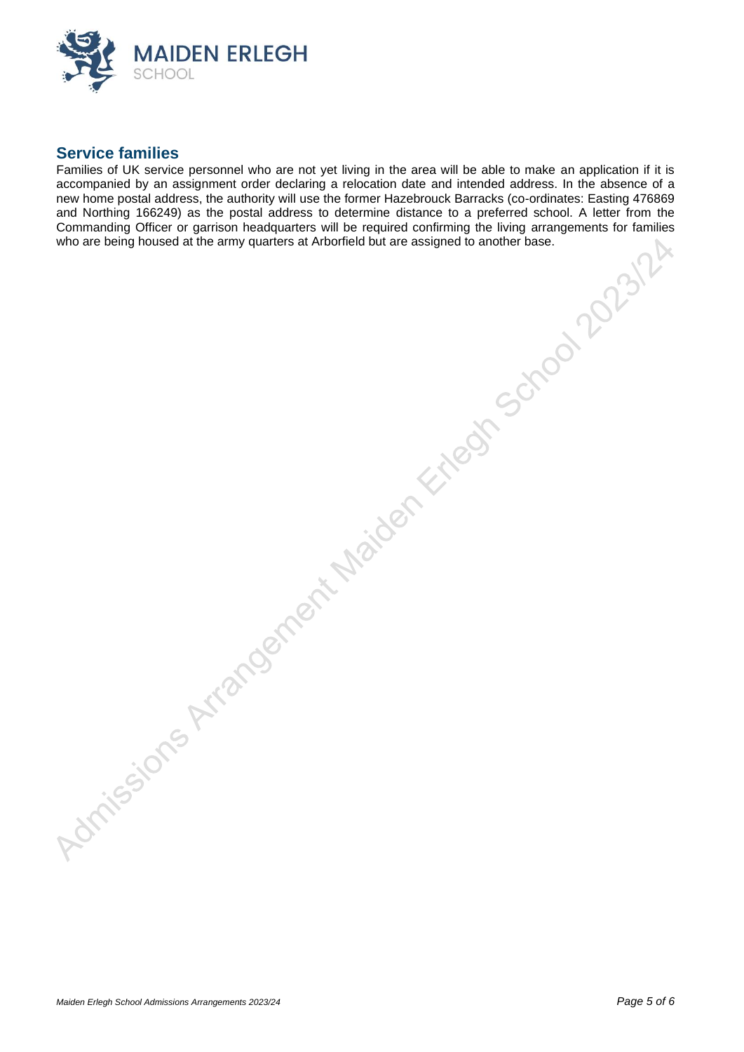## Service families

Families of UK service personnel who are not yet living in the area will be able to make an application if it is accompanied by an assignment order declaring a relocation date and intended address. In the absence of a new home postal address, the authority will use the former Hazebrouck Barracks (co-ordinates: Easting 476869 and Northing 166249) as the postal address to determine distance to a preferred school. A letter from the Commanding Officer or garrison headquarters will be required confirming the living arrangements for families who are being housed at the army quarters at Arborfield but are assigned to another base.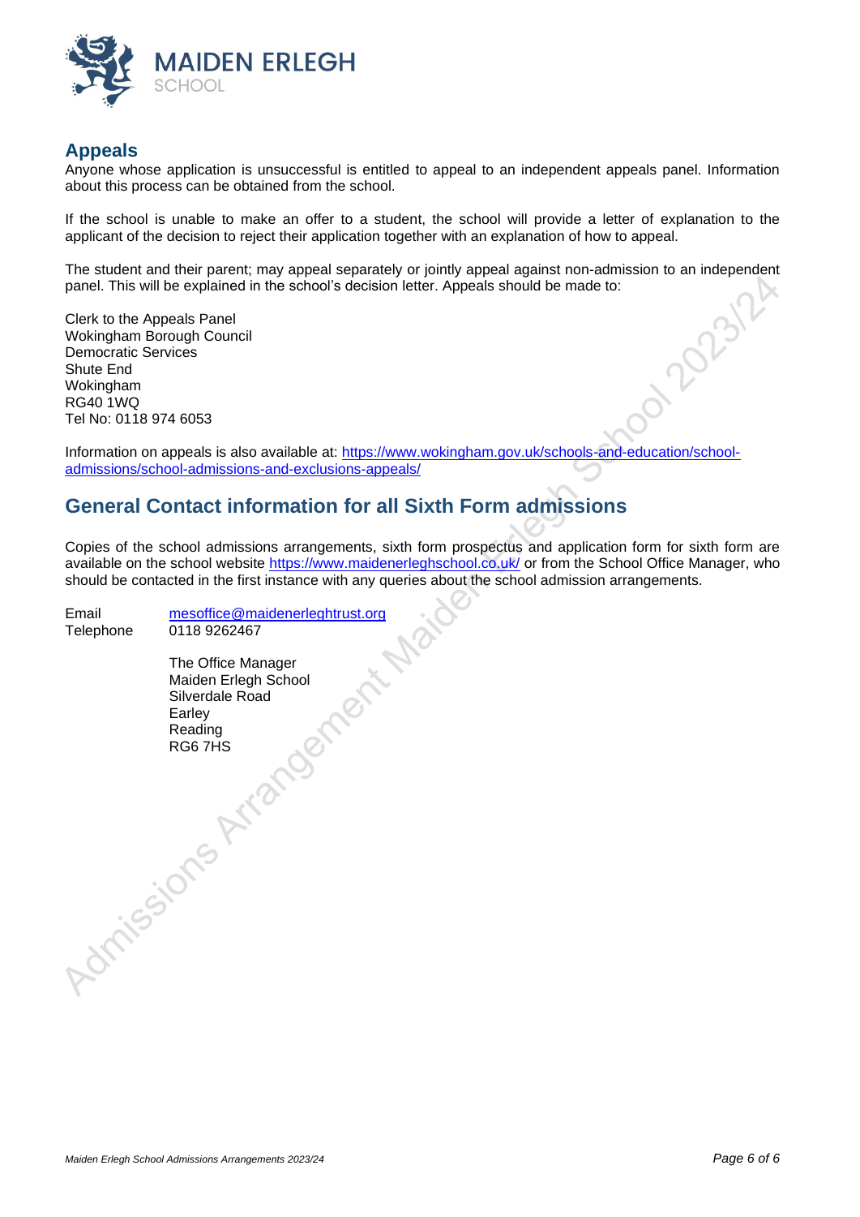## Appeals

Anyone whose application is unsuccessful is entitled to appeal to an independent appeals panel. Information about this process can be obtained from the school.

If the school is unable to make an offer to a student, the school will provide a letter of explanation to the applicant of the decision to reject their application together with an explanation of how to appeal.

The student and their parent; may appeal separately or jointly appeal against non-admission to an independent panel. This will be explained in the school's decision letter. Appeals should be made to:

Clerk to the Appeals Panel
Wokingham Borough Council
Democratic Services
Shute End
Wokingham
RG40 1WQ
Tel No: 0118 974 6053

Information on appeals is also available at: https://www.wokingham.gov.uk/schools-and-education/school-admissions/school-admissions-and-exclusions-appeals/

## General Contact information for all Sixth Form admissions

Copies of the school admissions arrangements, sixth form prospectus and application form for sixth form are available on the school website https://www.maidenerleghschool.co.uk/ or from the School Office Manager, who should be contacted in the first instance with any queries about the school admission arrangements.

Email mesoffice@maidenerleghtrust.org
Telephone 0118 9262467

The Office Manager
Maiden Erlegh School
Silverdale Road
Earley
Reading
RG6 7HS